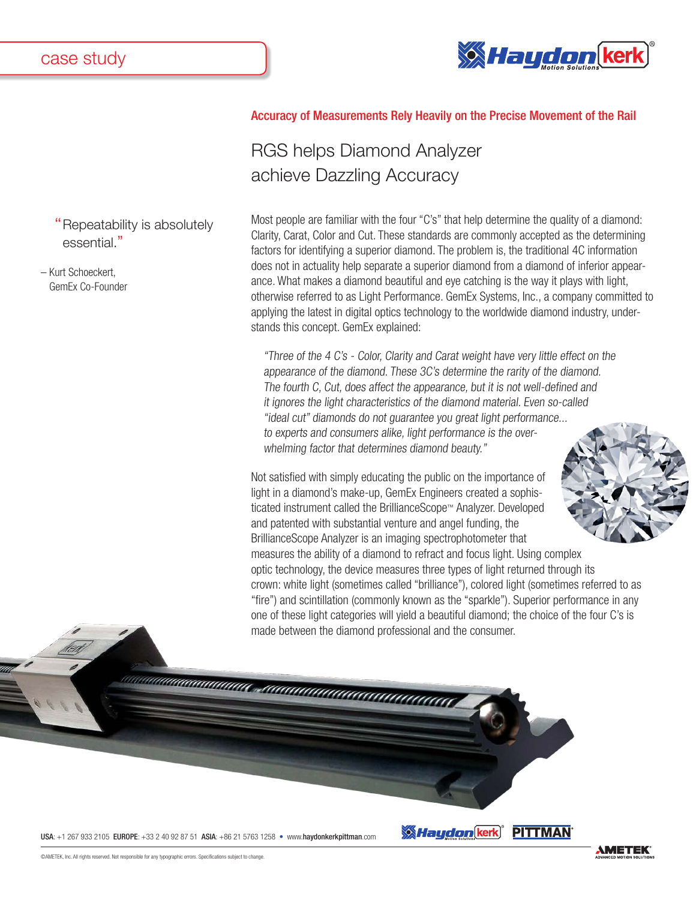case study

## Accuracy of Measurements Rely Heavily on the Precise Movement of the Rail

# RGS helps Diamond Analyzer achieve Dazzling Accuracy

"Repeatability is absolutely essential."

– Kurt Schoeckert, GemEx Co-Founder

Most people are familiar with the four "C's" that help determine the quality of a diamond: Clarity, Carat, Color and Cut. These standards are commonly accepted as the determining factors for identifying a superior diamond. The problem is, the traditional 4C information does not in actuality help separate a superior diamond from a diamond of inferior appearance. What makes a diamond beautiful and eye catching is the way it plays with light, otherwise referred to as Light Performance. GemEx Systems, Inc., a company committed to applying the latest in digital optics technology to the worldwide diamond industry, understands this concept. GemEx explained:

> *"Three of the 4 C's - Color, Clarity and Carat weight have very little effect on the appearance of the diamond. These 3C's determine the rarity of the diamond. The fourth C, Cut, does affect the appearance, but it is not well-defined and it ignores the light characteristics of the diamond material. Even so-called "ideal cut" diamonds do not guarantee you great light performance... to experts and consumers alike, light performance is the overwhelming factor that determines diamond beauty."*

Not satisfied with simply educating the public on the importance of light in a diamond's make-up, GemEx Engineers created a sophisticated instrument called the BrillianceScope™ Analyzer. Developed and patented with substantial venture and angel funding, the BrillianceScope Analyzer is an imaging spectrophotometer that measures the ability of a diamond to refract and focus light. Using complex optic technology, the device measures three types of light returned through its crown: white light (sometimes called "brilliance"), colored light (sometimes referred to as "fire") and scintillation (commonly known as the "sparkle"). Superior performance in any one of these light categories will yield a beautiful diamond; the choice of the four C's is made between the diamond professional and the consumer.

**USA**: +1 267 933 2105 **EUROPE**: +33 2 40 92 87 51 **ASIA**: +86 21 5763 1258 • www.**haydonkerkpittman**.com

©AMETEK, Inc. All rights reserved. Not responsible for any typographic errors. Specifications subject to change.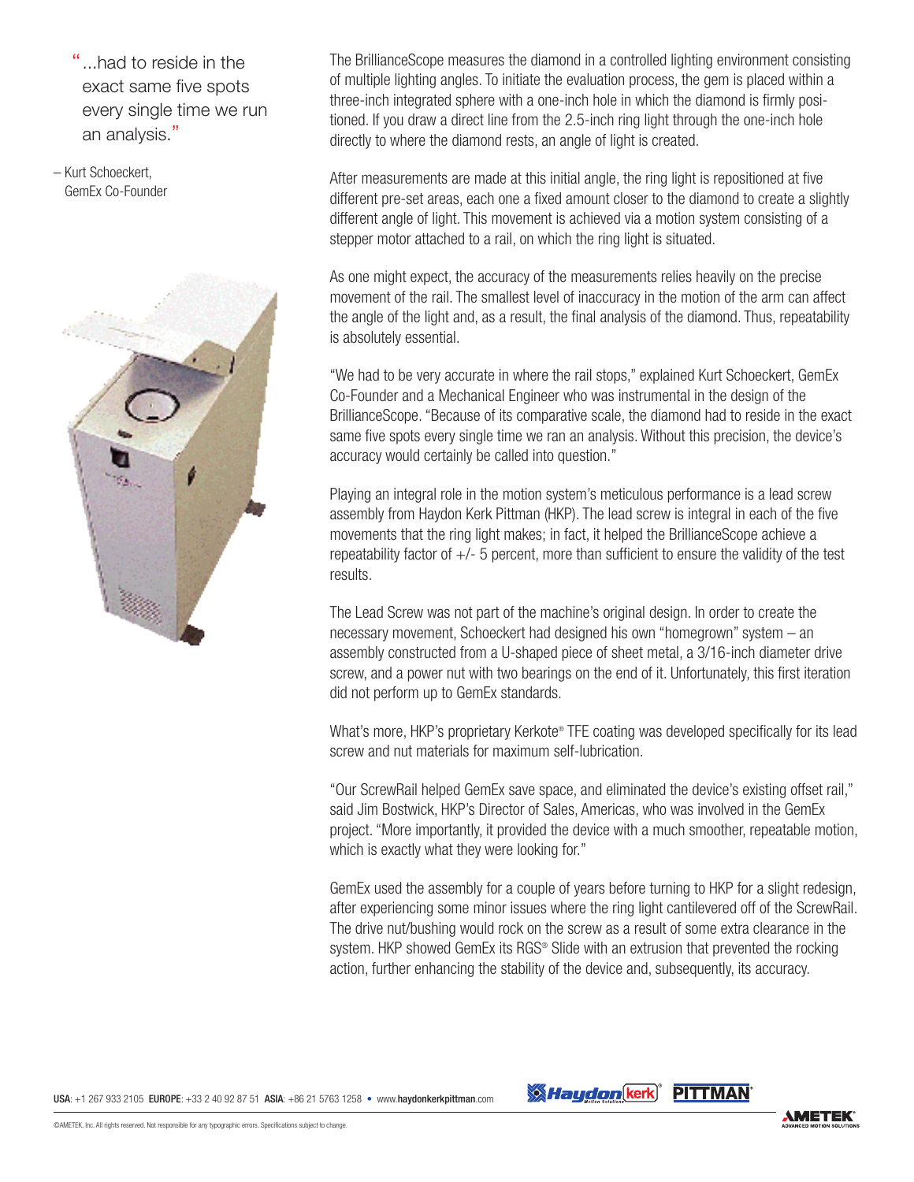> "...had to reside in the exact same five spots every single time we run an analysis."
>
> – Kurt Schoeckert, GemEx Co-Founder

The BrillianceScope measures the diamond in a controlled lighting environment consisting of multiple lighting angles. To initiate the evaluation process, the gem is placed within a three-inch integrated sphere with a one-inch hole in which the diamond is firmly positioned. If you draw a direct line from the 2.5-inch ring light through the one-inch hole directly to where the diamond rests, an angle of light is created.

After measurements are made at this initial angle, the ring light is repositioned at five different pre-set areas, each one a fixed amount closer to the diamond to create a slightly different angle of light. This movement is achieved via a motion system consisting of a stepper motor attached to a rail, on which the ring light is situated.

As one might expect, the accuracy of the measurements relies heavily on the precise movement of the rail. The smallest level of inaccuracy in the motion of the arm can affect the angle of the light and, as a result, the final analysis of the diamond. Thus, repeatability is absolutely essential.

"We had to be very accurate in where the rail stops," explained Kurt Schoeckert, GemEx Co-Founder and a Mechanical Engineer who was instrumental in the design of the BrillianceScope. "Because of its comparative scale, the diamond had to reside in the exact same five spots every single time we ran an analysis. Without this precision, the device's accuracy would certainly be called into question."

Playing an integral role in the motion system's meticulous performance is a lead screw assembly from Haydon Kerk Pittman (HKP). The lead screw is integral in each of the five movements that the ring light makes; in fact, it helped the BrillianceScope achieve a repeatability factor of +/- 5 percent, more than sufficient to ensure the validity of the test results.

The Lead Screw was not part of the machine's original design. In order to create the necessary movement, Schoeckert had designed his own "homegrown" system – an assembly constructed from a U-shaped piece of sheet metal, a 3/16-inch diameter drive screw, and a power nut with two bearings on the end of it. Unfortunately, this first iteration did not perform up to GemEx standards.

What's more, HKP's proprietary Kerkote® TFE coating was developed specifically for its lead screw and nut materials for maximum self-lubrication.

"Our ScrewRail helped GemEx save space, and eliminated the device's existing offset rail," said Jim Bostwick, HKP's Director of Sales, Americas, who was involved in the GemEx project. "More importantly, it provided the device with a much smoother, repeatable motion, which is exactly what they were looking for."

GemEx used the assembly for a couple of years before turning to HKP for a slight redesign, after experiencing some minor issues where the ring light cantilevered off of the ScrewRail. The drive nut/bushing would rock on the screw as a result of some extra clearance in the system. HKP showed GemEx its RGS® Slide with an extrusion that prevented the rocking action, further enhancing the stability of the device and, subsequently, its accuracy.

**USA**: +1 267 933 2105 **EUROPE**: +33 2 40 92 87 51 **ASIA**: +86 21 5763 1258 • www.**haydonkerkpittman**.com

©AMETEK, Inc. All rights reserved. Not responsible for any typographic errors. Specifications subject to change.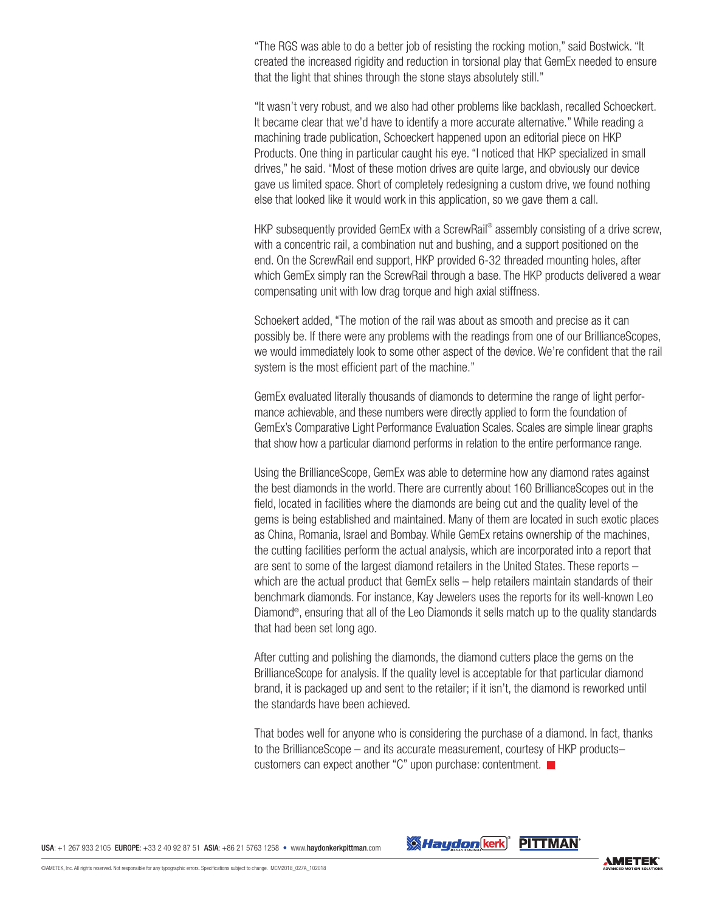"The RGS was able to do a better job of resisting the rocking motion," said Bostwick. "It created the increased rigidity and reduction in torsional play that GemEx needed to ensure that the light that shines through the stone stays absolutely still."

"It wasn't very robust, and we also had other problems like backlash, recalled Schoeckert. It became clear that we'd have to identify a more accurate alternative." While reading a machining trade publication, Schoeckert happened upon an editorial piece on HKP Products. One thing in particular caught his eye. "I noticed that HKP specialized in small drives," he said. "Most of these motion drives are quite large, and obviously our device gave us limited space. Short of completely redesigning a custom drive, we found nothing else that looked like it would work in this application, so we gave them a call.

HKP subsequently provided GemEx with a ScrewRail® assembly consisting of a drive screw, with a concentric rail, a combination nut and bushing, and a support positioned on the end. On the ScrewRail end support, HKP provided 6-32 threaded mounting holes, after which GemEx simply ran the ScrewRail through a base. The HKP products delivered a wear compensating unit with low drag torque and high axial stiffness.

Schoekert added, "The motion of the rail was about as smooth and precise as it can possibly be. If there were any problems with the readings from one of our BrillianceScopes, we would immediately look to some other aspect of the device. We're confident that the rail system is the most efficient part of the machine."

GemEx evaluated literally thousands of diamonds to determine the range of light performance achievable, and these numbers were directly applied to form the foundation of GemEx's Comparative Light Performance Evaluation Scales. Scales are simple linear graphs that show how a particular diamond performs in relation to the entire performance range.

Using the BrillianceScope, GemEx was able to determine how any diamond rates against the best diamonds in the world. There are currently about 160 BrillianceScopes out in the field, located in facilities where the diamonds are being cut and the quality level of the gems is being established and maintained. Many of them are located in such exotic places as China, Romania, Israel and Bombay. While GemEx retains ownership of the machines, the cutting facilities perform the actual analysis, which are incorporated into a report that are sent to some of the largest diamond retailers in the United States. These reports – which are the actual product that GemEx sells – help retailers maintain standards of their benchmark diamonds. For instance, Kay Jewelers uses the reports for its well-known Leo Diamond®, ensuring that all of the Leo Diamonds it sells match up to the quality standards that had been set long ago.

After cutting and polishing the diamonds, the diamond cutters place the gems on the BrillianceScope for analysis. If the quality level is acceptable for that particular diamond brand, it is packaged up and sent to the retailer; if it isn't, the diamond is reworked until the standards have been achieved.

That bodes well for anyone who is considering the purchase of a diamond. In fact, thanks to the BrillianceScope – and its accurate measurement, courtesy of HKP products– customers can expect another "C" upon purchase: contentment.

**USA**: +1 267 933 2105 **EUROPE**: +33 2 40 92 87 51 **ASIA**: +86 21 5763 1258 • www.**haydonkerkpittman**.com

©AMETEK, Inc. All rights reserved. Not responsible for any typographic errors. Specifications subject to change. MCM2018_027A_102018